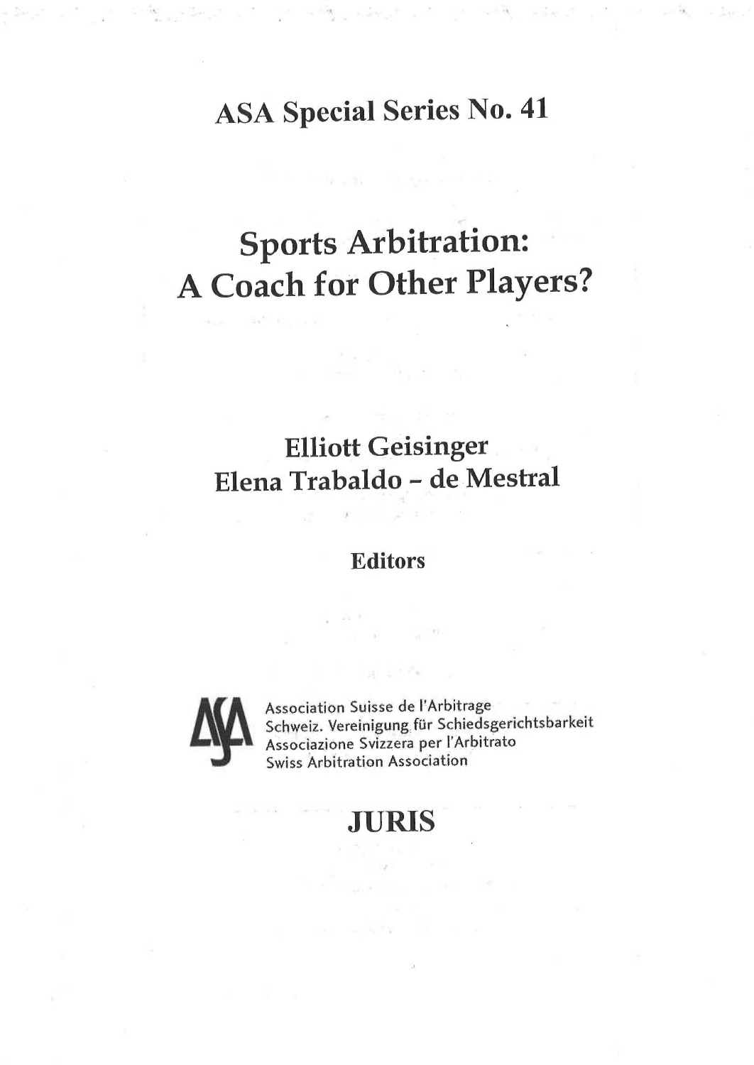**ASA Special Series No. 41**

# Sports Arbitration: A Coach for Other Players?

**Elliott Geisinger**
**Elena Trabaldo - de Mestral**

**Editors**

Association Suisse de l'Arbitrage
Schweiz. Vereinigung für Schiedsgerichtsbarkeit
Associazione Svizzera per l'Arbitrato
Swiss Arbitration Association

**JURIS**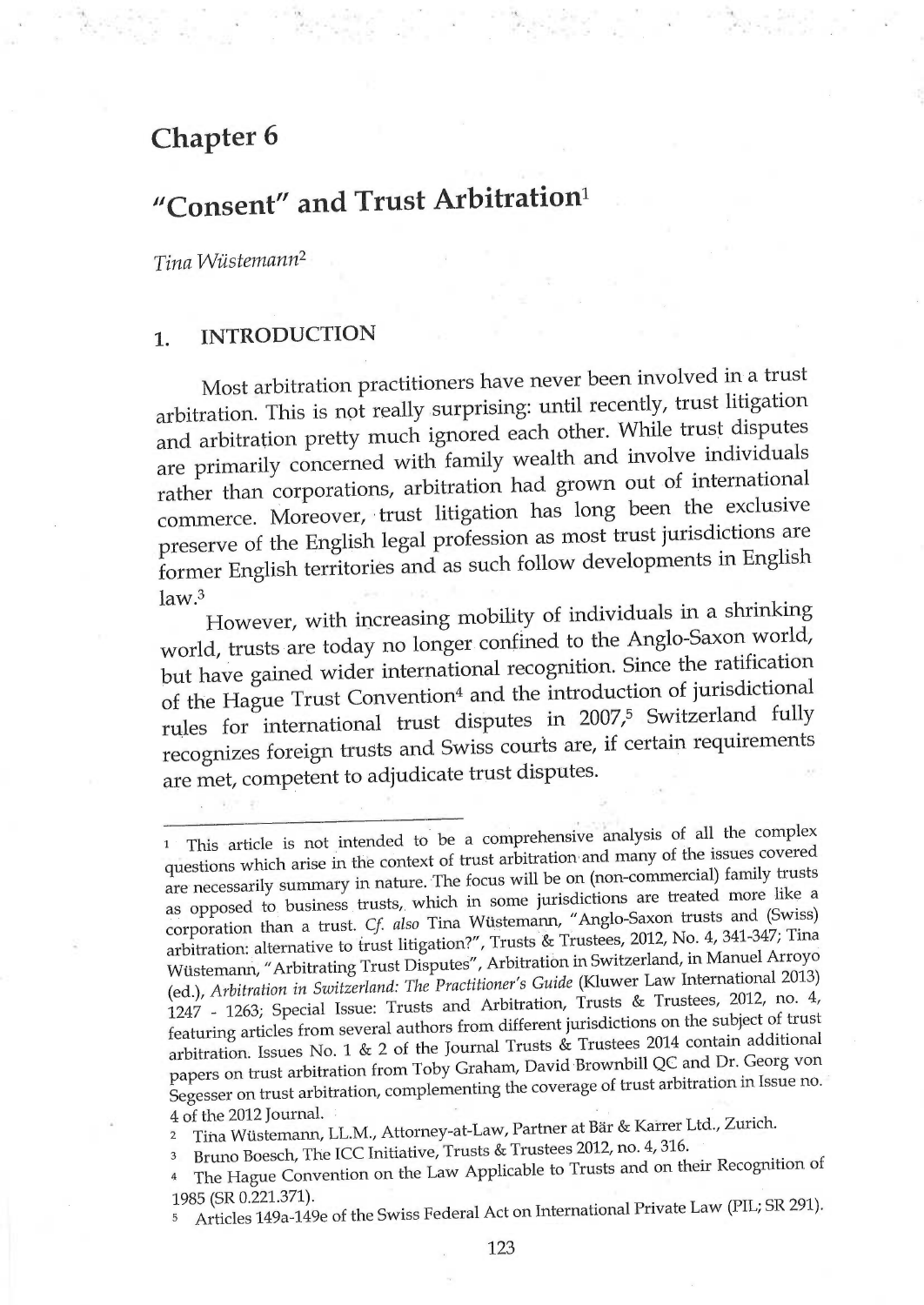# Chapter 6

## "Consent" and Trust Arbitration[1]

*Tina Wüstemann*[2]

### 1. INTRODUCTION

Most arbitration practitioners have never been involved in a trust arbitration. This is not really surprising: until recently, trust litigation and arbitration pretty much ignored each other. While trust disputes are primarily concerned with family wealth and involve individuals rather than corporations, arbitration had grown out of international commerce. Moreover, trust litigation has long been the exclusive preserve of the English legal profession as most trust jurisdictions are former English territories and as such follow developments in English law.[3]

However, with increasing mobility of individuals in a shrinking world, trusts are today no longer confined to the Anglo-Saxon world, but have gained wider international recognition. Since the ratification of the Hague Trust Convention[4] and the introduction of jurisdictional rules for international trust disputes in 2007,[5] Switzerland fully recognizes foreign trusts and Swiss courts are, if certain requirements are met, competent to adjudicate trust disputes.

---

[1] This article is not intended to be a comprehensive analysis of all the complex questions which arise in the context of trust arbitration and many of the issues covered are necessarily summary in nature. The focus will be on (non-commercial) family trusts as opposed to business trusts, which in some jurisdictions are treated more like a corporation than a trust. *Cf. also* Tina Wüstemann, "Anglo-Saxon trusts and (Swiss) arbitration: alternative to trust litigation?", Trusts & Trustees, 2012, No. 4, 341-347; Tina Wüstemann, "Arbitrating Trust Disputes", Arbitration in Switzerland, in Manuel Arroyo (ed.), *Arbitration in Switzerland: The Practitioner's Guide* (Kluwer Law International 2013) 1247 - 1263; Special Issue: Trusts and Arbitration, Trusts & Trustees, 2012, no. 4, featuring articles from several authors from different jurisdictions on the subject of trust arbitration. Issues No. 1 & 2 of the Journal Trusts & Trustees 2014 contain additional papers on trust arbitration from Toby Graham, David Brownbill QC and Dr. Georg von Segesser on trust arbitration, complementing the coverage of trust arbitration in Issue no. 4 of the 2012 Journal.

[2] Tina Wüstemann, LL.M., Attorney-at-Law, Partner at Bär & Karrer Ltd., Zurich.

[3] Bruno Boesch, The ICC Initiative, Trusts & Trustees 2012, no. 4, 316.

[4] The Hague Convention on the Law Applicable to Trusts and on their Recognition of 1985 (SR 0.221.371).

[5] Articles 149a-149e of the Swiss Federal Act on International Private Law (PIL; SR 291).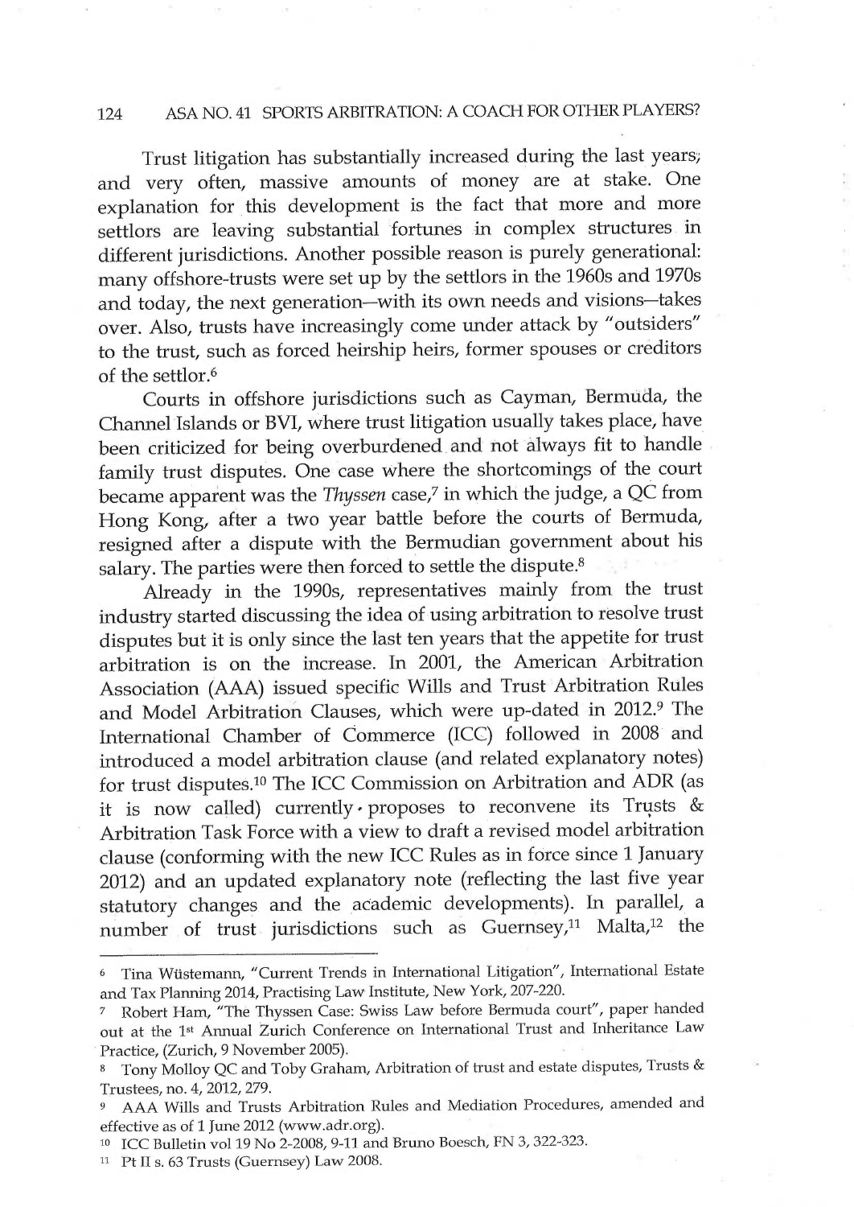Trust litigation has substantially increased during the last years, and very often, massive amounts of money are at stake. One explanation for this development is the fact that more and more settlors are leaving substantial fortunes in complex structures in different jurisdictions. Another possible reason is purely generational: many offshore-trusts were set up by the settlors in the 1960s and 1970s and today, the next generation—with its own needs and visions—takes over. Also, trusts have increasingly come under attack by "outsiders" to the trust, such as forced heirship heirs, former spouses or creditors of the settlor.[6]

Courts in offshore jurisdictions such as Cayman, Bermuda, the Channel Islands or BVI, where trust litigation usually takes place, have been criticized for being overburdened and not always fit to handle family trust disputes. One case where the shortcomings of the court became apparent was the *Thyssen* case,[7] in which the judge, a QC from Hong Kong, after a two year battle before the courts of Bermuda, resigned after a dispute with the Bermudian government about his salary. The parties were then forced to settle the dispute.[8]

Already in the 1990s, representatives mainly from the trust industry started discussing the idea of using arbitration to resolve trust disputes but it is only since the last ten years that the appetite for trust arbitration is on the increase. In 2001, the American Arbitration Association (AAA) issued specific Wills and Trust Arbitration Rules and Model Arbitration Clauses, which were up-dated in 2012.[9] The International Chamber of Commerce (ICC) followed in 2008 and introduced a model arbitration clause (and related explanatory notes) for trust disputes.[10] The ICC Commission on Arbitration and ADR (as it is now called) currently proposes to reconvene its Trusts & Arbitration Task Force with a view to draft a revised model arbitration clause (conforming with the new ICC Rules as in force since 1 January 2012) and an updated explanatory note (reflecting the last five year statutory changes and the academic developments). In parallel, a number of trust jurisdictions such as Guernsey,[11] Malta,[12] the

---

[6] Tina Wüstemann, "Current Trends in International Litigation", International Estate and Tax Planning 2014, Practising Law Institute, New York, 207-220.

[7] Robert Ham, "The Thyssen Case: Swiss Law before Bermuda court", paper handed out at the 1st Annual Zurich Conference on International Trust and Inheritance Law Practice, (Zurich, 9 November 2005).

[8] Tony Molloy QC and Toby Graham, Arbitration of trust and estate disputes, Trusts & Trustees, no. 4, 2012, 279.

[9] AAA Wills and Trusts Arbitration Rules and Mediation Procedures, amended and effective as of 1 June 2012 (www.adr.org).

[10] ICC Bulletin vol 19 No 2-2008, 9-11 and Bruno Boesch, FN 3, 322-323.

[11] Pt II s. 63 Trusts (Guernsey) Law 2008.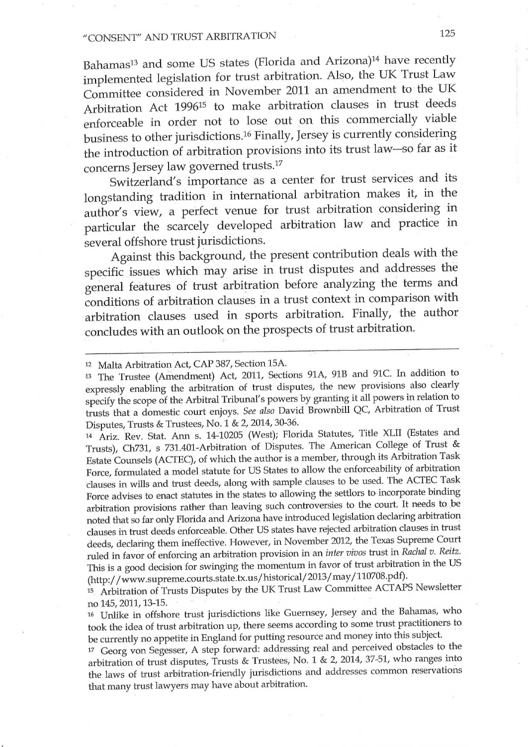Bahamas[13] and some US states (Florida and Arizona)[14] have recently implemented legislation for trust arbitration. Also, the UK Trust Law Committee considered in November 2011 an amendment to the UK Arbitration Act 1996[15] to make arbitration clauses in trust deeds enforceable in order not to lose out on this commercially viable business to other jurisdictions.[16] Finally, Jersey is currently considering the introduction of arbitration provisions into its trust law—so far as it concerns Jersey law governed trusts.[17]

Switzerland's importance as a center for trust services and its longstanding tradition in international arbitration makes it, in the author's view, a perfect venue for trust arbitration considering in particular the scarcely developed arbitration law and practice in several offshore trust jurisdictions.

Against this background, the present contribution deals with the specific issues which may arise in trust disputes and addresses the general features of trust arbitration before analyzing the terms and conditions of arbitration clauses in a trust context in comparison with arbitration clauses used in sports arbitration. Finally, the author concludes with an outlook on the prospects of trust arbitration.

---

[12] Malta Arbitration Act, CAP 387, Section 15A.

[13] The Trustee (Amendment) Act, 2011, Sections 91A, 91B and 91C. In addition to expressly enabling the arbitration of trust disputes, the new provisions also clearly specify the scope of the Arbitral Tribunal's powers by granting it all powers in relation to trusts that a domestic court enjoys. *See also* David Brownbill QC, Arbitration of Trust Disputes, Trusts & Trustees, No. 1 & 2, 2014, 30-36.

[14] Ariz. Rev. Stat. Ann s. 14-10205 (West); Florida Statutes, Title XLII (Estates and Trusts), Ch731, s 731.401-Arbitration of Disputes. The American College of Trust & Estate Counsels (ACTEC), of which the author is a member, through its Arbitration Task Force, formulated a model statute for US States to allow the enforceability of arbitration clauses in wills and trust deeds, along with sample clauses to be used. The ACTEC Task Force advises to enact statutes in the states to allowing the settlors to incorporate binding arbitration provisions rather than leaving such controversies to the court. It needs to be noted that so far only Florida and Arizona have introduced legislation declaring arbitration clauses in trust deeds enforceable. Other US states have rejected arbitration clauses in trust deeds, declaring them ineffective. However, in November 2012, the Texas Supreme Court ruled in favor of enforcing an arbitration provision in an *inter vivos* trust in *Rachal v. Reitz*. This is a good decision for swinging the momentum in favor of trust arbitration in the US (http://www.supreme.courts.state.tx.us/historical/2013/may/110708.pdf).

[15] Arbitration of Trusts Disputes by the UK Trust Law Committee ACTAPS Newsletter no 145, 2011, 13-15.

[16] Unlike in offshore trust jurisdictions like Guernsey, Jersey and the Bahamas, who took the idea of trust arbitration up, there seems according to some trust practitioners to be currently no appetite in England for putting resource and money into this subject.

[17] Georg von Segesser, A step forward: addressing real and perceived obstacles to the arbitration of trust disputes, Trusts & Trustees, No. 1 & 2, 2014, 37-51, who ranges into the laws of trust arbitration-friendly jurisdictions and addresses common reservations that many trust lawyers may have about arbitration.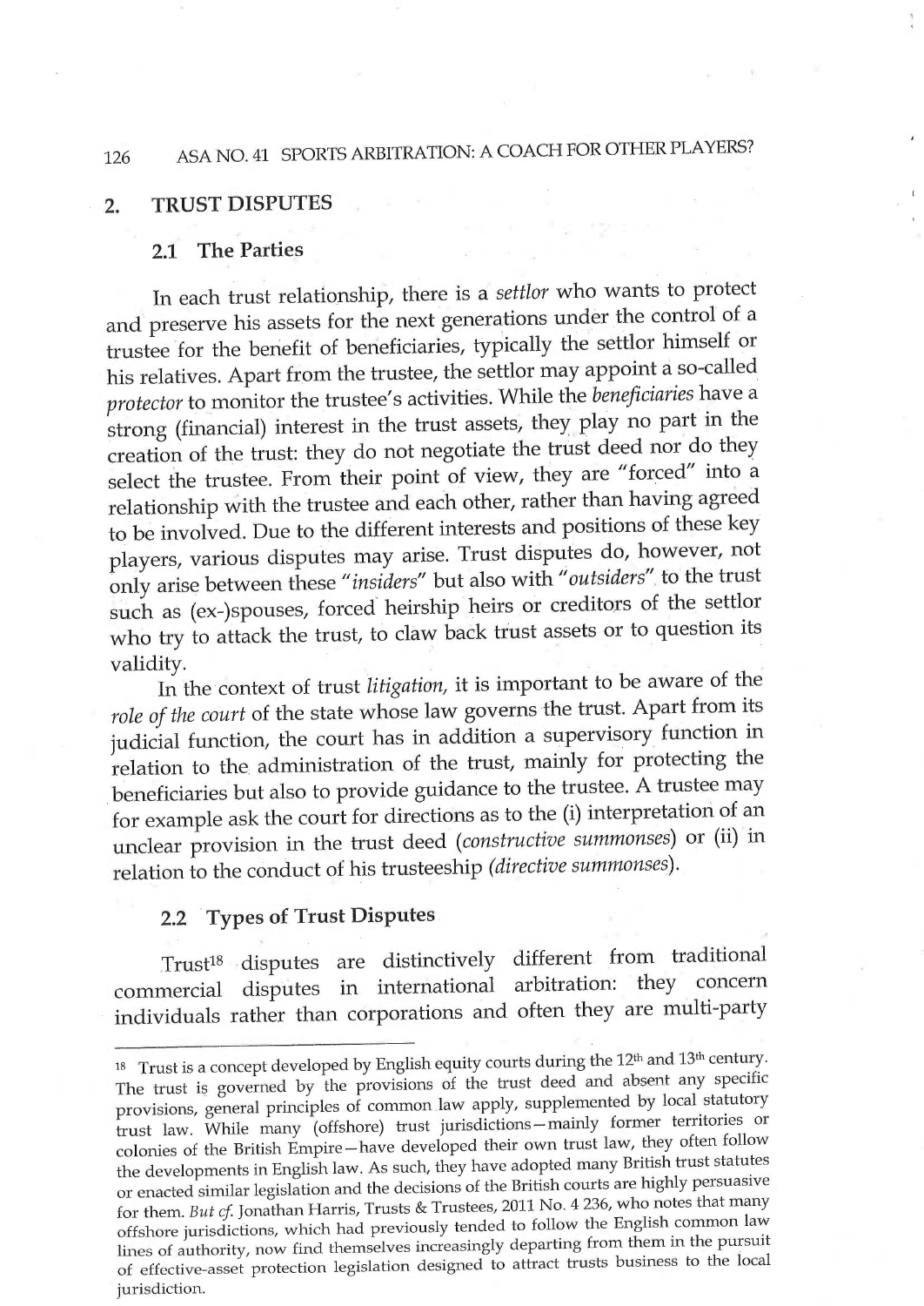## 2. TRUST DISPUTES

### 2.1 The Parties

In each trust relationship, there is a *settlor* who wants to protect and preserve his assets for the next generations under the control of a trustee for the benefit of beneficiaries, typically the settlor himself or his relatives. Apart from the trustee, the settlor may appoint a so-called *protector* to monitor the trustee's activities. While the *beneficiaries* have a strong (financial) interest in the trust assets, they play no part in the creation of the trust: they do not negotiate the trust deed nor do they select the trustee. From their point of view, they are "forced" into a relationship with the trustee and each other, rather than having agreed to be involved. Due to the different interests and positions of these key players, various disputes may arise. Trust disputes do, however, not only arise between these "*insiders*" but also with "*outsiders*" to the trust such as (ex-)spouses, forced heirship heirs or creditors of the settlor who try to attack the trust, to claw back trust assets or to question its validity.

In the context of trust *litigation*, it is important to be aware of the *role of the court* of the state whose law governs the trust. Apart from its judicial function, the court has in addition a supervisory function in relation to the administration of the trust, mainly for protecting the beneficiaries but also to provide guidance to the trustee. A trustee may for example ask the court for directions as to the (i) interpretation of an unclear provision in the trust deed (*constructive summonses*) or (ii) in relation to the conduct of his trusteeship (*directive summonses*).

### 2.2 Types of Trust Disputes

Trust[18] disputes are distinctively different from traditional commercial disputes in international arbitration: they concern individuals rather than corporations and often they are multi-party

---

[18] Trust is a concept developed by English equity courts during the 12th and 13th century. The trust is governed by the provisions of the trust deed and absent any specific provisions, general principles of common law apply, supplemented by local statutory trust law. While many (offshore) trust jurisdictions—mainly former territories or colonies of the British Empire—have developed their own trust law, they often follow the developments in English law. As such, they have adopted many British trust statutes or enacted similar legislation and the decisions of the British courts are highly persuasive for them. *But cf.* Jonathan Harris, Trusts & Trustees, 2011 No. 4 236, who notes that many offshore jurisdictions, which had previously tended to follow the English common law lines of authority, now find themselves increasingly departing from them in the pursuit of effective-asset protection legislation designed to attract trusts business to the local jurisdiction.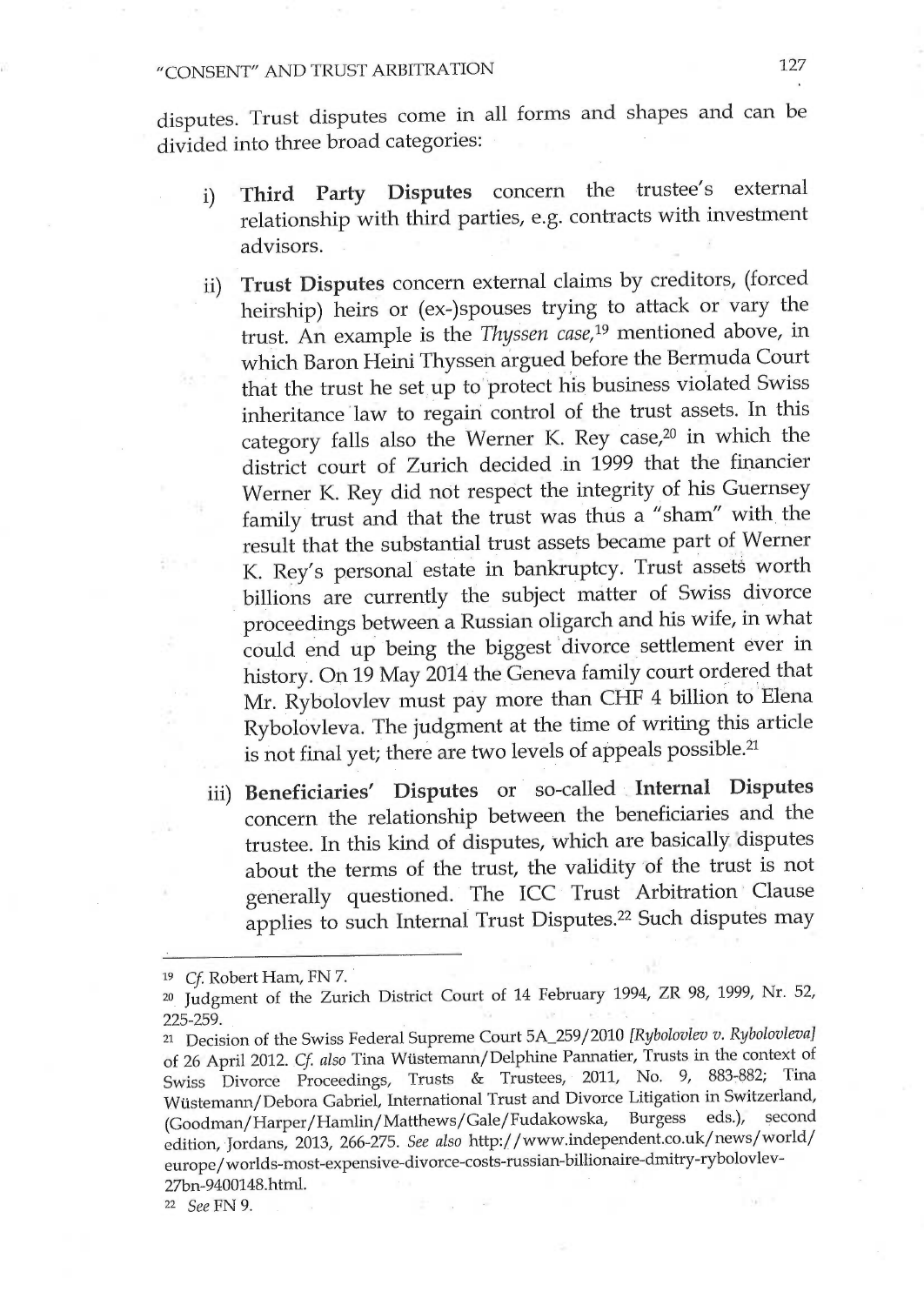disputes. Trust disputes come in all forms and shapes and can be divided into three broad categories:

i) **Third Party Disputes** concern the trustee's external relationship with third parties, e.g. contracts with investment advisors.

ii) **Trust Disputes** concern external claims by creditors, (forced heirship) heirs or (ex-)spouses trying to attack or vary the trust. An example is the *Thyssen case*,[19] mentioned above, in which Baron Heini Thyssen argued before the Bermuda Court that the trust he set up to protect his business violated Swiss inheritance law to regain control of the trust assets. In this category falls also the Werner K. Rey case,[20] in which the district court of Zurich decided in 1999 that the financier Werner K. Rey did not respect the integrity of his Guernsey family trust and that the trust was thus a "sham" with the result that the substantial trust assets became part of Werner K. Rey's personal estate in bankruptcy. Trust assets worth billions are currently the subject matter of Swiss divorce proceedings between a Russian oligarch and his wife, in what could end up being the biggest divorce settlement ever in history. On 19 May 2014 the Geneva family court ordered that Mr. Rybolovlev must pay more than CHF 4 billion to Elena Rybolovleva. The judgment at the time of writing this article is not final yet; there are two levels of appeals possible.[21]

iii) **Beneficiaries' Disputes** or so-called **Internal Disputes** concern the relationship between the beneficiaries and the trustee. In this kind of disputes, which are basically disputes about the terms of the trust, the validity of the trust is not generally questioned. The ICC Trust Arbitration Clause applies to such Internal Trust Disputes.[22] Such disputes may

---

[19] *Cf.* Robert Ham, FN 7.

[20] Judgment of the Zurich District Court of 14 February 1994, ZR 98, 1999, Nr. 52, 225-259.

[21] Decision of the Swiss Federal Supreme Court 5A_259/2010 *[Rybolovlev v. Rybolovleva]* of 26 April 2012. *Cf. also* Tina Wüstemann/Delphine Pannatier, Trusts in the context of Swiss Divorce Proceedings, Trusts & Trustees, 2011, No. 9, 883-882; Tina Wüstemann/Debora Gabriel, International Trust and Divorce Litigation in Switzerland, (Goodman/Harper/Hamlin/Matthews/Gale/Fudakowska, Burgess eds.), second edition, Jordans, 2013, 266-275. *See also* http://www.independent.co.uk/news/world/europe/worlds-most-expensive-divorce-costs-russian-billionaire-dmitry-rybolovlev-27bn-9400148.html.

[22] *See* FN 9.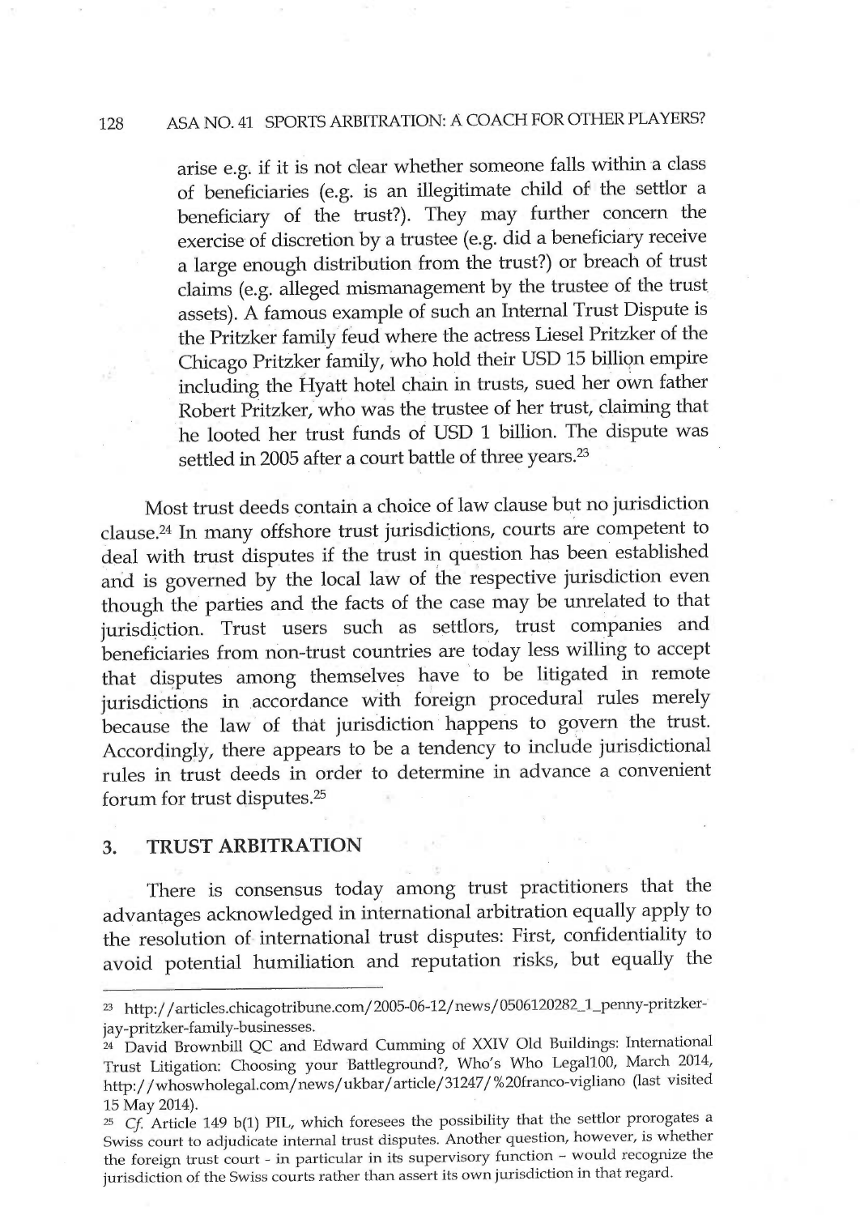arise e.g. if it is not clear whether someone falls within a class of beneficiaries (e.g. is an illegitimate child of the settlor a beneficiary of the trust?). They may further concern the exercise of discretion by a trustee (e.g. did a beneficiary receive a large enough distribution from the trust?) or breach of trust claims (e.g. alleged mismanagement by the trustee of the trust assets). A famous example of such an Internal Trust Dispute is the Pritzker family feud where the actress Liesel Pritzker of the Chicago Pritzker family, who hold their USD 15 billion empire including the Hyatt hotel chain in trusts, sued her own father Robert Pritzker, who was the trustee of her trust, claiming that he looted her trust funds of USD 1 billion. The dispute was settled in 2005 after a court battle of three years.[23]

Most trust deeds contain a choice of law clause but no jurisdiction clause.[24] In many offshore trust jurisdictions, courts are competent to deal with trust disputes if the trust in question has been established and is governed by the local law of the respective jurisdiction even though the parties and the facts of the case may be unrelated to that jurisdiction. Trust users such as settlors, trust companies and beneficiaries from non-trust countries are today less willing to accept that disputes among themselves have to be litigated in remote jurisdictions in accordance with foreign procedural rules merely because the law of that jurisdiction happens to govern the trust. Accordingly, there appears to be a tendency to include jurisdictional rules in trust deeds in order to determine in advance a convenient forum for trust disputes.[25]

## 3. TRUST ARBITRATION

There is consensus today among trust practitioners that the advantages acknowledged in international arbitration equally apply to the resolution of international trust disputes: First, confidentiality to avoid potential humiliation and reputation risks, but equally the

---

[23] http://articles.chicagotribune.com/2005-06-12/news/0506120282_1_penny-pritzker-jay-pritzker-family-businesses.

[24] David Brownbill QC and Edward Cumming of XXIV Old Buildings: International Trust Litigation: Choosing your Battleground?, Who's Who Legal100, March 2014, http://whoswholegal.com/news/ukbar/article/31247/%20franco-vigliano (last visited 15 May 2014).

[25] *Cf.* Article 149 b(1) PIL, which foresees the possibility that the settlor prorogates a Swiss court to adjudicate internal trust disputes. Another question, however, is whether the foreign trust court - in particular in its supervisory function - would recognize the jurisdiction of the Swiss courts rather than assert its own jurisdiction in that regard.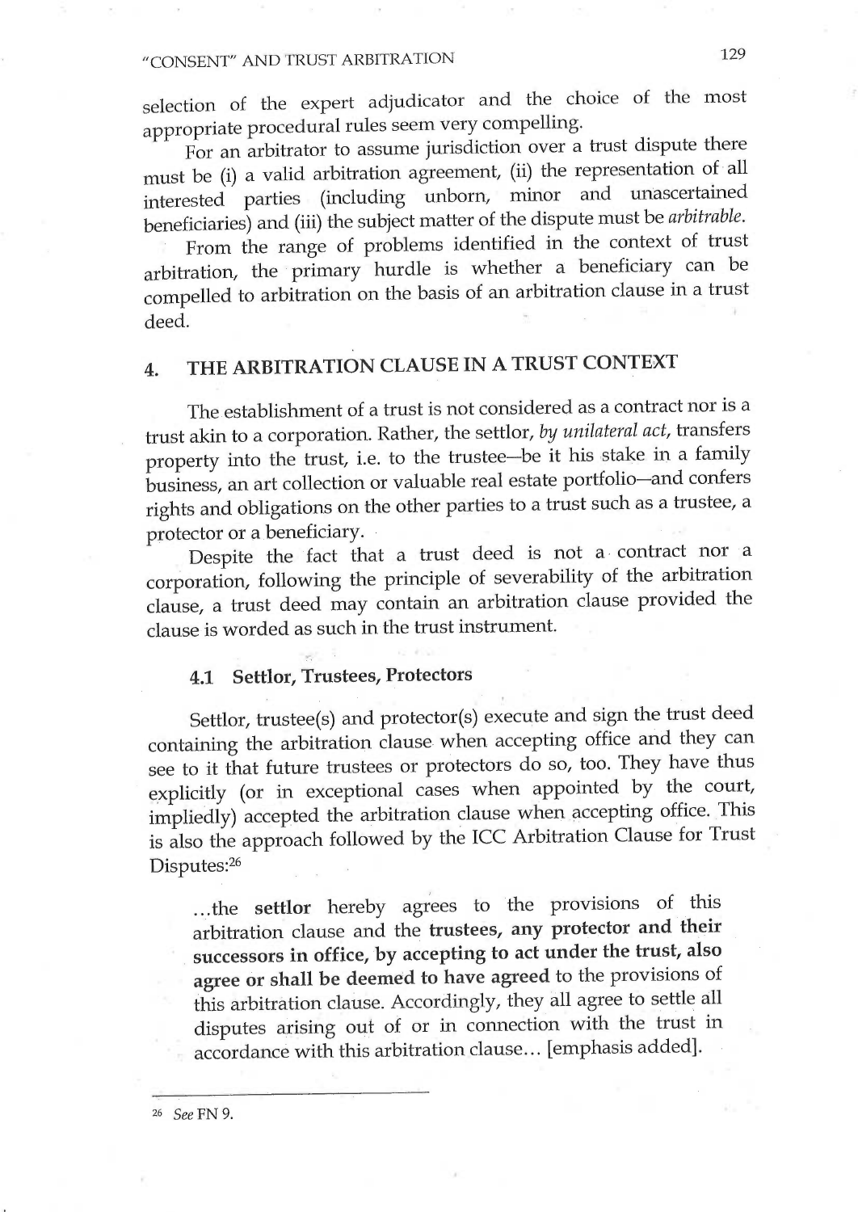selection of the expert adjudicator and the choice of the most appropriate procedural rules seem very compelling.

For an arbitrator to assume jurisdiction over a trust dispute there must be (i) a valid arbitration agreement, (ii) the representation of all interested parties (including unborn, minor and unascertained beneficiaries) and (iii) the subject matter of the dispute must be *arbitrable*.

From the range of problems identified in the context of trust arbitration, the primary hurdle is whether a beneficiary can be compelled to arbitration on the basis of an arbitration clause in a trust deed.

## 4. THE ARBITRATION CLAUSE IN A TRUST CONTEXT

The establishment of a trust is not considered as a contract nor is a trust akin to a corporation. Rather, the settlor, *by unilateral act*, transfers property into the trust, i.e. to the trustee—be it his stake in a family business, an art collection or valuable real estate portfolio—and confers rights and obligations on the other parties to a trust such as a trustee, a protector or a beneficiary.

Despite the fact that a trust deed is not a contract nor a corporation, following the principle of severability of the arbitration clause, a trust deed may contain an arbitration clause provided the clause is worded as such in the trust instrument.

### 4.1 Settlor, Trustees, Protectors

Settlor, trustee(s) and protector(s) execute and sign the trust deed containing the arbitration clause when accepting office and they can see to it that future trustees or protectors do so, too. They have thus explicitly (or in exceptional cases when appointed by the court, impliedly) accepted the arbitration clause when accepting office. This is also the approach followed by the ICC Arbitration Clause for Trust Disputes:[26]

> ...the **settlor** hereby agrees to the provisions of this arbitration clause and the **trustees, any protector and their successors in office, by accepting to act under the trust, also agree or shall be deemed to have agreed** to the provisions of this arbitration clause. Accordingly, they all agree to settle all disputes arising out of or in connection with the trust in accordance with this arbitration clause... [emphasis added].

---

[26] *See* FN 9.